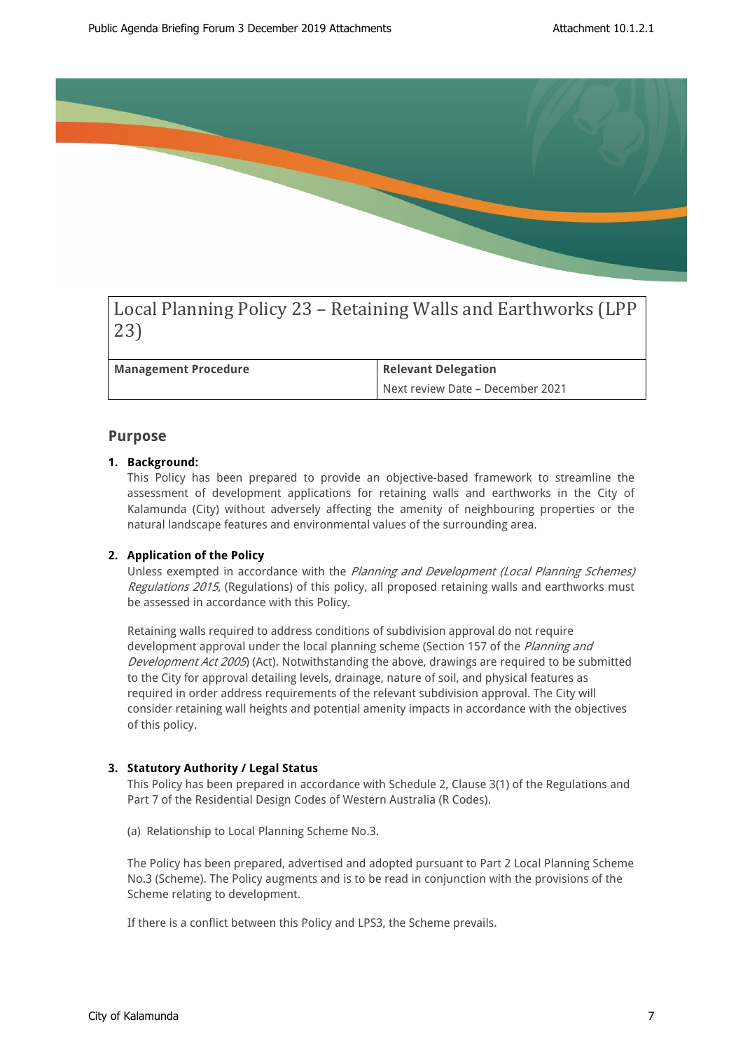# Local Planning Policy 23 – Retaining Walls and Earthworks (LPP 23)

| Management Procedure | Relevant Delegation |
|---|---|
| | Next review Date – December 2021 |

## Purpose

**1. Background:**

This Policy has been prepared to provide an objective-based framework to streamline the assessment of development applications for retaining walls and earthworks in the City of Kalamunda (City) without adversely affecting the amenity of neighbouring properties or the natural landscape features and environmental values of the surrounding area.

**2. Application of the Policy**

Unless exempted in accordance with the *Planning and Development (Local Planning Schemes) Regulations 2015*, (Regulations) of this policy, all proposed retaining walls and earthworks must be assessed in accordance with this Policy.

Retaining walls required to address conditions of subdivision approval do not require development approval under the local planning scheme (Section 157 of the *Planning and Development Act 2005*) (Act). Notwithstanding the above, drawings are required to be submitted to the City for approval detailing levels, drainage, nature of soil, and physical features as required in order address requirements of the relevant subdivision approval. The City will consider retaining wall heights and potential amenity impacts in accordance with the objectives of this policy.

**3. Statutory Authority / Legal Status**

This Policy has been prepared in accordance with Schedule 2, Clause 3(1) of the Regulations and Part 7 of the Residential Design Codes of Western Australia (R Codes).

(a) Relationship to Local Planning Scheme No.3.

The Policy has been prepared, advertised and adopted pursuant to Part 2 Local Planning Scheme No.3 (Scheme). The Policy augments and is to be read in conjunction with the provisions of the Scheme relating to development.

If there is a conflict between this Policy and LPS3, the Scheme prevails.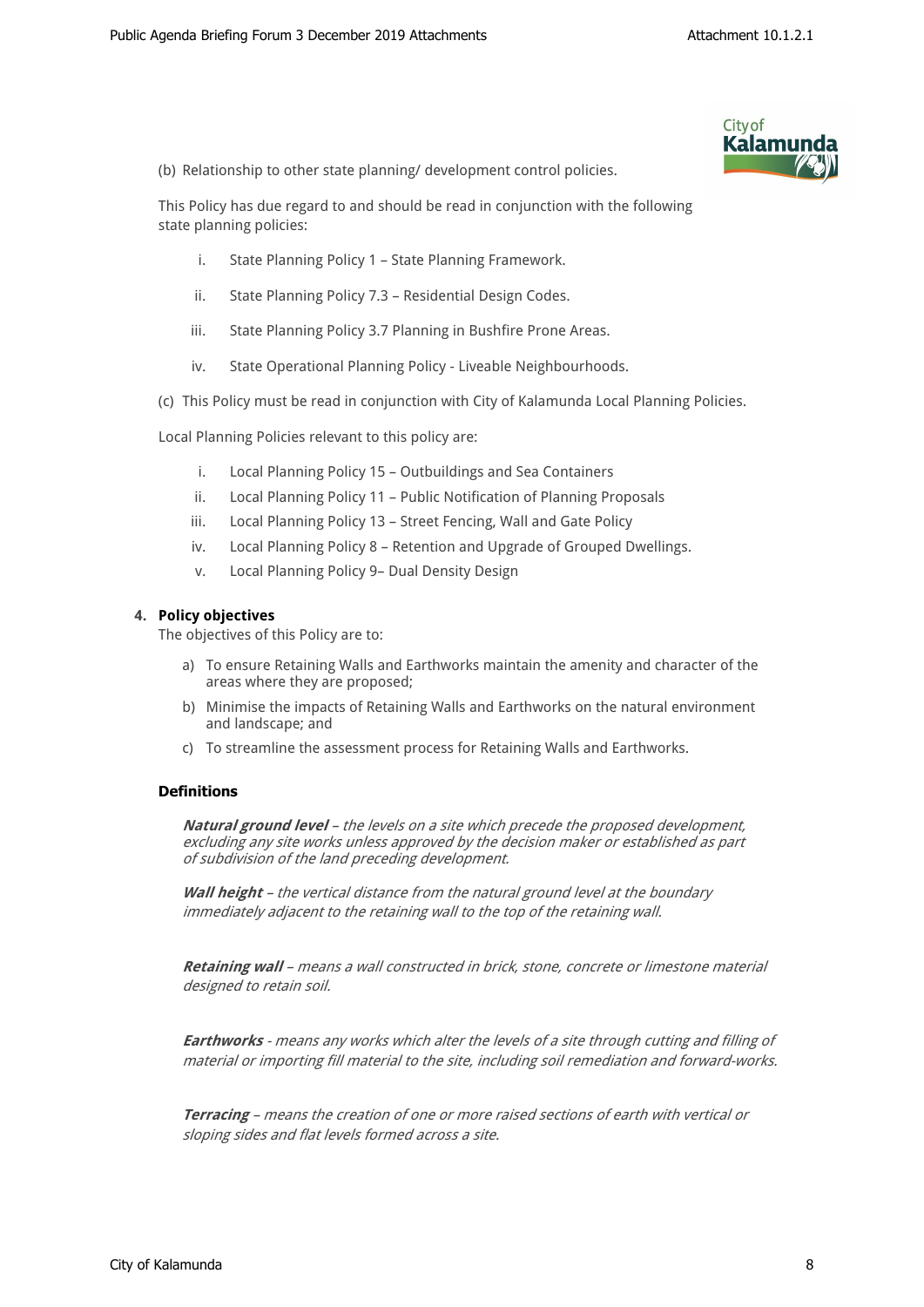(b) Relationship to other state planning/ development control policies.

This Policy has due regard to and should be read in conjunction with the following state planning policies:

i. State Planning Policy 1 – State Planning Framework.

ii. State Planning Policy 7.3 – Residential Design Codes.

iii. State Planning Policy 3.7 Planning in Bushfire Prone Areas.

iv. State Operational Planning Policy - Liveable Neighbourhoods.

(c) This Policy must be read in conjunction with City of Kalamunda Local Planning Policies.

Local Planning Policies relevant to this policy are:

i. Local Planning Policy 15 – Outbuildings and Sea Containers
ii. Local Planning Policy 11 – Public Notification of Planning Proposals
iii. Local Planning Policy 13 – Street Fencing, Wall and Gate Policy
iv. Local Planning Policy 8 – Retention and Upgrade of Grouped Dwellings.
v. Local Planning Policy 9– Dual Density Design

**4. Policy objectives**

The objectives of this Policy are to:

a) To ensure Retaining Walls and Earthworks maintain the amenity and character of the areas where they are proposed;
b) Minimise the impacts of Retaining Walls and Earthworks on the natural environment and landscape; and
c) To streamline the assessment process for Retaining Walls and Earthworks.

**Definitions**

***Natural ground level*** *– the levels on a site which precede the proposed development, excluding any site works unless approved by the decision maker or established as part of subdivision of the land preceding development.*

***Wall height*** *– the vertical distance from the natural ground level at the boundary immediately adjacent to the retaining wall to the top of the retaining wall.*

***Retaining wall*** *– means a wall constructed in brick, stone, concrete or limestone material designed to retain soil.*

***Earthworks*** *- means any works which alter the levels of a site through cutting and filling of material or importing fill material to the site, including soil remediation and forward-works.*

***Terracing*** *– means the creation of one or more raised sections of earth with vertical or sloping sides and flat levels formed across a site.*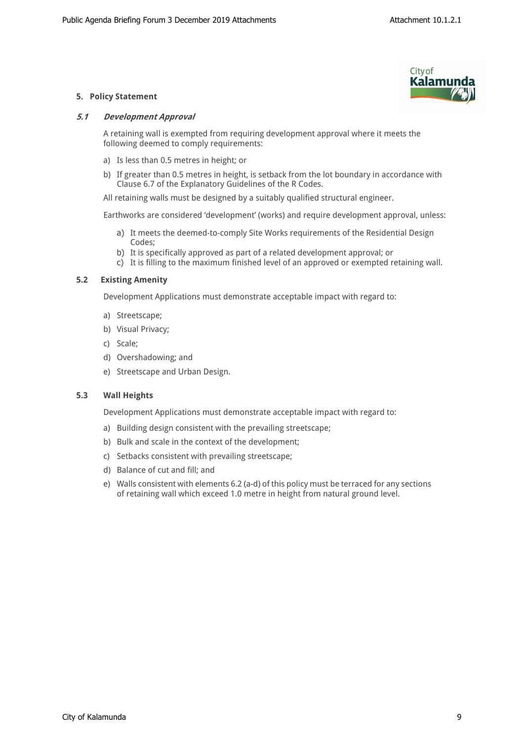## 5. Policy Statement

### *5.1 Development Approval*

A retaining wall is exempted from requiring development approval where it meets the following deemed to comply requirements:

a) Is less than 0.5 metres in height; or

b) If greater than 0.5 metres in height, is setback from the lot boundary in accordance with Clause 6.7 of the Explanatory Guidelines of the R Codes.

All retaining walls must be designed by a suitably qualified structural engineer.

Earthworks are considered 'development' (works) and require development approval, unless:

a) It meets the deemed-to-comply Site Works requirements of the Residential Design Codes;
b) It is specifically approved as part of a related development approval; or
c) It is filling to the maximum finished level of an approved or exempted retaining wall.

### 5.2 Existing Amenity

Development Applications must demonstrate acceptable impact with regard to:

a) Streetscape;

b) Visual Privacy;

c) Scale;

d) Overshadowing; and

e) Streetscape and Urban Design.

### 5.3 Wall Heights

Development Applications must demonstrate acceptable impact with regard to:

a) Building design consistent with the prevailing streetscape;

b) Bulk and scale in the context of the development;

c) Setbacks consistent with prevailing streetscape;

d) Balance of cut and fill; and

e) Walls consistent with elements 6.2 (a-d) of this policy must be terraced for any sections of retaining wall which exceed 1.0 metre in height from natural ground level.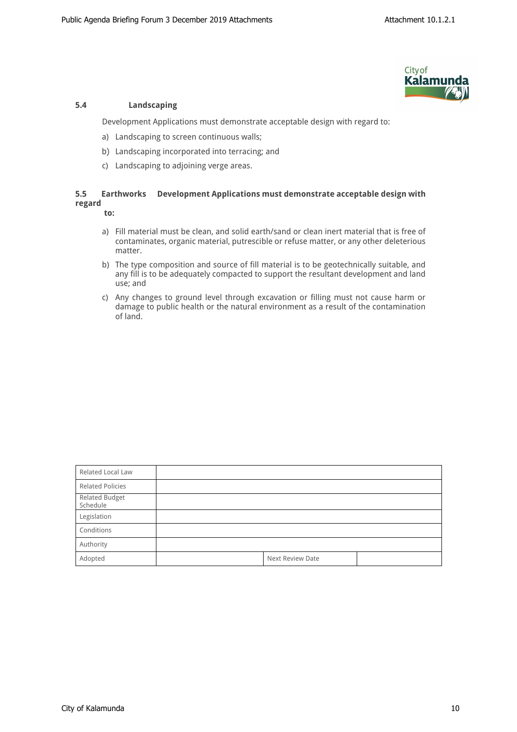### 5.4 Landscaping

Development Applications must demonstrate acceptable design with regard to:

a) Landscaping to screen continuous walls;

b) Landscaping incorporated into terracing; and

c) Landscaping to adjoining verge areas.

### 5.5 Earthworks Development Applications must demonstrate acceptable design with regard to:

a) Fill material must be clean, and solid earth/sand or clean inert material that is free of contaminates, organic material, putrescible or refuse matter, or any other deleterious matter.

b) The type composition and source of fill material is to be geotechnically suitable, and any fill is to be adequately compacted to support the resultant development and land use; and

c) Any changes to ground level through excavation or filling must not cause harm or damage to public health or the natural environment as a result of the contamination of land.

| | | | |
|---|---|---|---|
| Related Local Law | | | |
| Related Policies | | | |
| Related Budget Schedule | | | |
| Legislation | | | |
| Conditions | | | |
| Authority | | | |
| Adopted | | Next Review Date | |